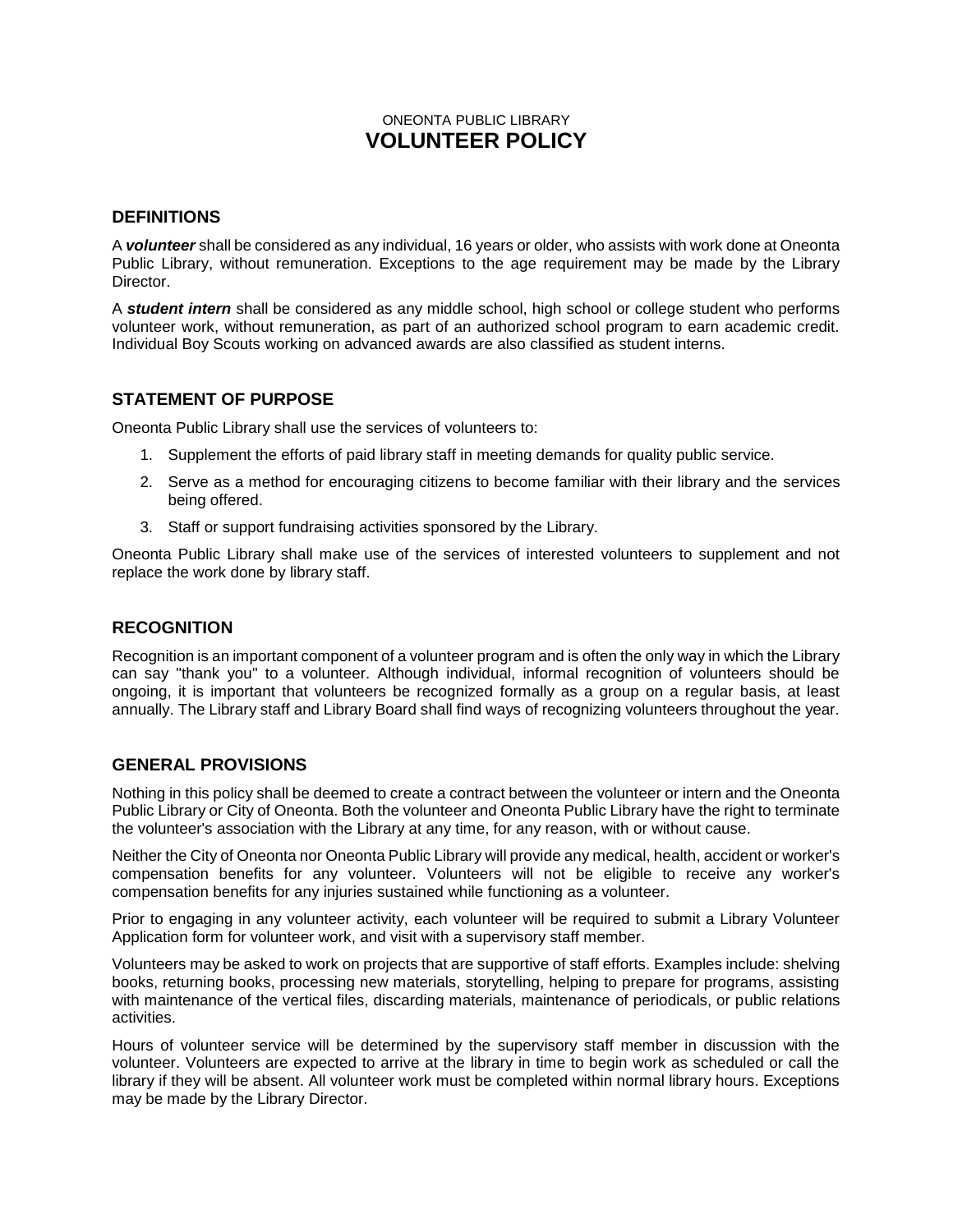ONEONTA PUBLIC LIBRARY

# VOLUNTEER POLICY

## DEFINITIONS

A ***volunteer*** shall be considered as any individual, 16 years or older, who assists with work done at Oneonta Public Library, without remuneration. Exceptions to the age requirement may be made by the Library Director.

A ***student intern*** shall be considered as any middle school, high school or college student who performs volunteer work, without remuneration, as part of an authorized school program to earn academic credit. Individual Boy Scouts working on advanced awards are also classified as student interns.

## STATEMENT OF PURPOSE

Oneonta Public Library shall use the services of volunteers to:

1. Supplement the efforts of paid library staff in meeting demands for quality public service.
2. Serve as a method for encouraging citizens to become familiar with their library and the services being offered.
3. Staff or support fundraising activities sponsored by the Library.

Oneonta Public Library shall make use of the services of interested volunteers to supplement and not replace the work done by library staff.

## RECOGNITION

Recognition is an important component of a volunteer program and is often the only way in which the Library can say "thank you" to a volunteer. Although individual, informal recognition of volunteers should be ongoing, it is important that volunteers be recognized formally as a group on a regular basis, at least annually. The Library staff and Library Board shall find ways of recognizing volunteers throughout the year.

## GENERAL PROVISIONS

Nothing in this policy shall be deemed to create a contract between the volunteer or intern and the Oneonta Public Library or City of Oneonta. Both the volunteer and Oneonta Public Library have the right to terminate the volunteer's association with the Library at any time, for any reason, with or without cause.

Neither the City of Oneonta nor Oneonta Public Library will provide any medical, health, accident or worker's compensation benefits for any volunteer. Volunteers will not be eligible to receive any worker's compensation benefits for any injuries sustained while functioning as a volunteer.

Prior to engaging in any volunteer activity, each volunteer will be required to submit a Library Volunteer Application form for volunteer work, and visit with a supervisory staff member.

Volunteers may be asked to work on projects that are supportive of staff efforts. Examples include: shelving books, returning books, processing new materials, storytelling, helping to prepare for programs, assisting with maintenance of the vertical files, discarding materials, maintenance of periodicals, or public relations activities.

Hours of volunteer service will be determined by the supervisory staff member in discussion with the volunteer. Volunteers are expected to arrive at the library in time to begin work as scheduled or call the library if they will be absent. All volunteer work must be completed within normal library hours. Exceptions may be made by the Library Director.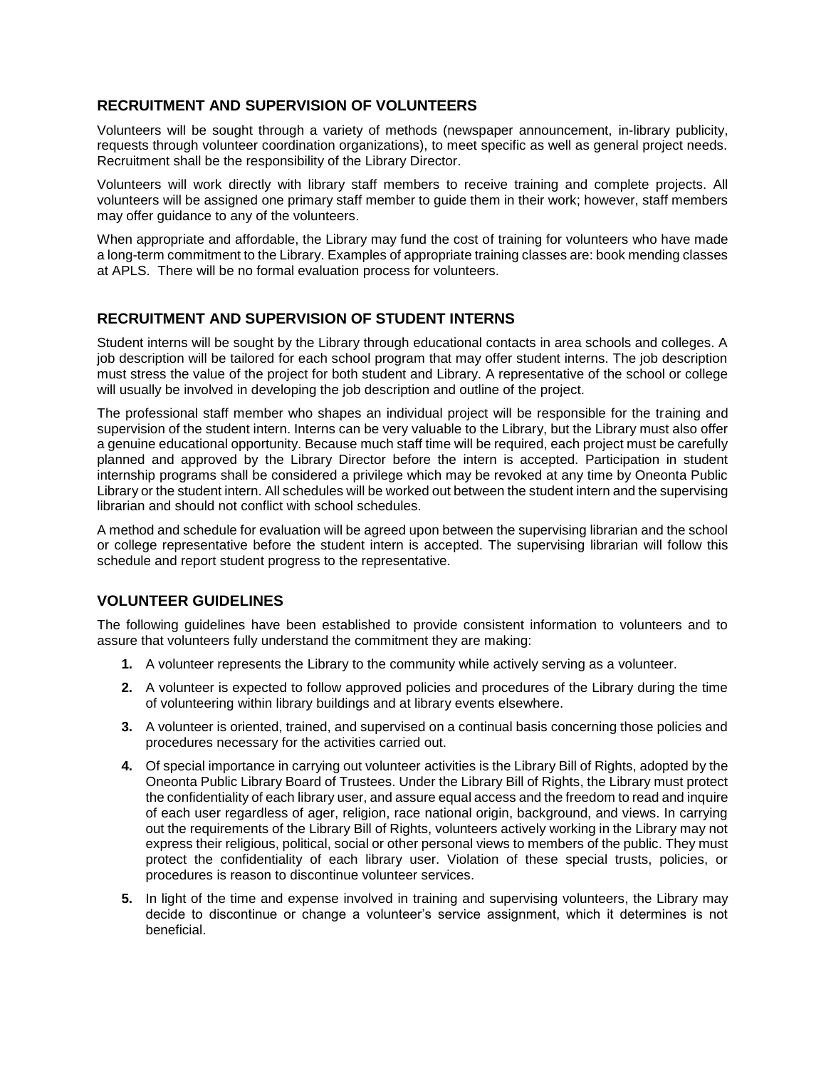## RECRUITMENT AND SUPERVISION OF VOLUNTEERS

Volunteers will be sought through a variety of methods (newspaper announcement, in-library publicity, requests through volunteer coordination organizations), to meet specific as well as general project needs. Recruitment shall be the responsibility of the Library Director.

Volunteers will work directly with library staff members to receive training and complete projects. All volunteers will be assigned one primary staff member to guide them in their work; however, staff members may offer guidance to any of the volunteers.

When appropriate and affordable, the Library may fund the cost of training for volunteers who have made a long-term commitment to the Library. Examples of appropriate training classes are: book mending classes at APLS. There will be no formal evaluation process for volunteers.

## RECRUITMENT AND SUPERVISION OF STUDENT INTERNS

Student interns will be sought by the Library through educational contacts in area schools and colleges. A job description will be tailored for each school program that may offer student interns. The job description must stress the value of the project for both student and Library. A representative of the school or college will usually be involved in developing the job description and outline of the project.

The professional staff member who shapes an individual project will be responsible for the training and supervision of the student intern. Interns can be very valuable to the Library, but the Library must also offer a genuine educational opportunity. Because much staff time will be required, each project must be carefully planned and approved by the Library Director before the intern is accepted. Participation in student internship programs shall be considered a privilege which may be revoked at any time by Oneonta Public Library or the student intern. All schedules will be worked out between the student intern and the supervising librarian and should not conflict with school schedules.

A method and schedule for evaluation will be agreed upon between the supervising librarian and the school or college representative before the student intern is accepted. The supervising librarian will follow this schedule and report student progress to the representative.

## VOLUNTEER GUIDELINES

The following guidelines have been established to provide consistent information to volunteers and to assure that volunteers fully understand the commitment they are making:

1. A volunteer represents the Library to the community while actively serving as a volunteer.
2. A volunteer is expected to follow approved policies and procedures of the Library during the time of volunteering within library buildings and at library events elsewhere.
3. A volunteer is oriented, trained, and supervised on a continual basis concerning those policies and procedures necessary for the activities carried out.
4. Of special importance in carrying out volunteer activities is the Library Bill of Rights, adopted by the Oneonta Public Library Board of Trustees. Under the Library Bill of Rights, the Library must protect the confidentiality of each library user, and assure equal access and the freedom to read and inquire of each user regardless of ager, religion, race national origin, background, and views. In carrying out the requirements of the Library Bill of Rights, volunteers actively working in the Library may not express their religious, political, social or other personal views to members of the public. They must protect the confidentiality of each library user. Violation of these special trusts, policies, or procedures is reason to discontinue volunteer services.
5. In light of the time and expense involved in training and supervising volunteers, the Library may decide to discontinue or change a volunteer's service assignment, which it determines is not beneficial.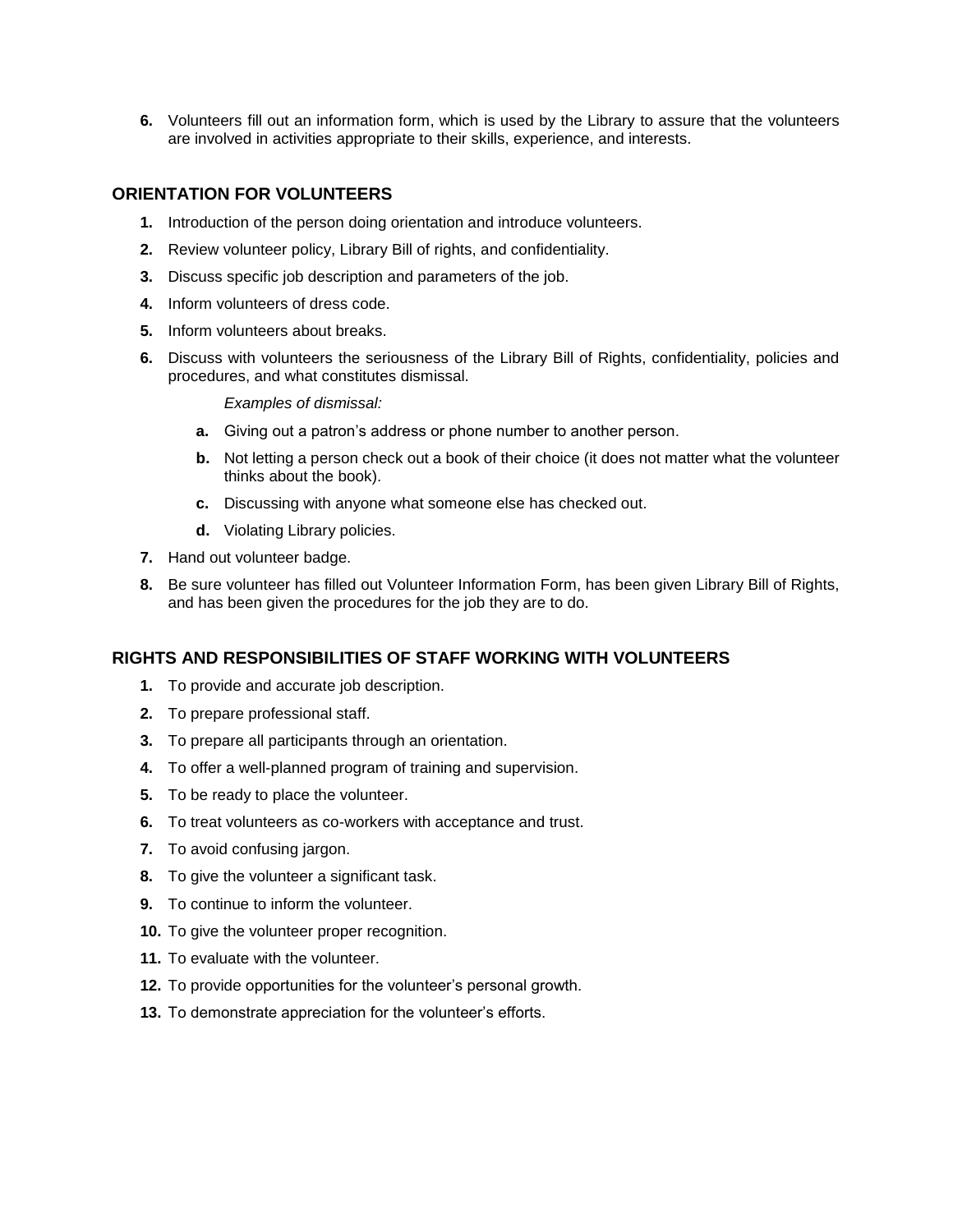6. Volunteers fill out an information form, which is used by the Library to assure that the volunteers are involved in activities appropriate to their skills, experience, and interests.

## ORIENTATION FOR VOLUNTEERS

1. Introduction of the person doing orientation and introduce volunteers.
2. Review volunteer policy, Library Bill of rights, and confidentiality.
3. Discuss specific job description and parameters of the job.
4. Inform volunteers of dress code.
5. Inform volunteers about breaks.
6. Discuss with volunteers the seriousness of the Library Bill of Rights, confidentiality, policies and procedures, and what constitutes dismissal.

   *Examples of dismissal:*

   a. Giving out a patron's address or phone number to another person.
   b. Not letting a person check out a book of their choice (it does not matter what the volunteer thinks about the book).
   c. Discussing with anyone what someone else has checked out.
   d. Violating Library policies.
7. Hand out volunteer badge.
8. Be sure volunteer has filled out Volunteer Information Form, has been given Library Bill of Rights, and has been given the procedures for the job they are to do.

## RIGHTS AND RESPONSIBILITIES OF STAFF WORKING WITH VOLUNTEERS

1. To provide and accurate job description.
2. To prepare professional staff.
3. To prepare all participants through an orientation.
4. To offer a well-planned program of training and supervision.
5. To be ready to place the volunteer.
6. To treat volunteers as co-workers with acceptance and trust.
7. To avoid confusing jargon.
8. To give the volunteer a significant task.
9. To continue to inform the volunteer.
10. To give the volunteer proper recognition.
11. To evaluate with the volunteer.
12. To provide opportunities for the volunteer's personal growth.
13. To demonstrate appreciation for the volunteer's efforts.